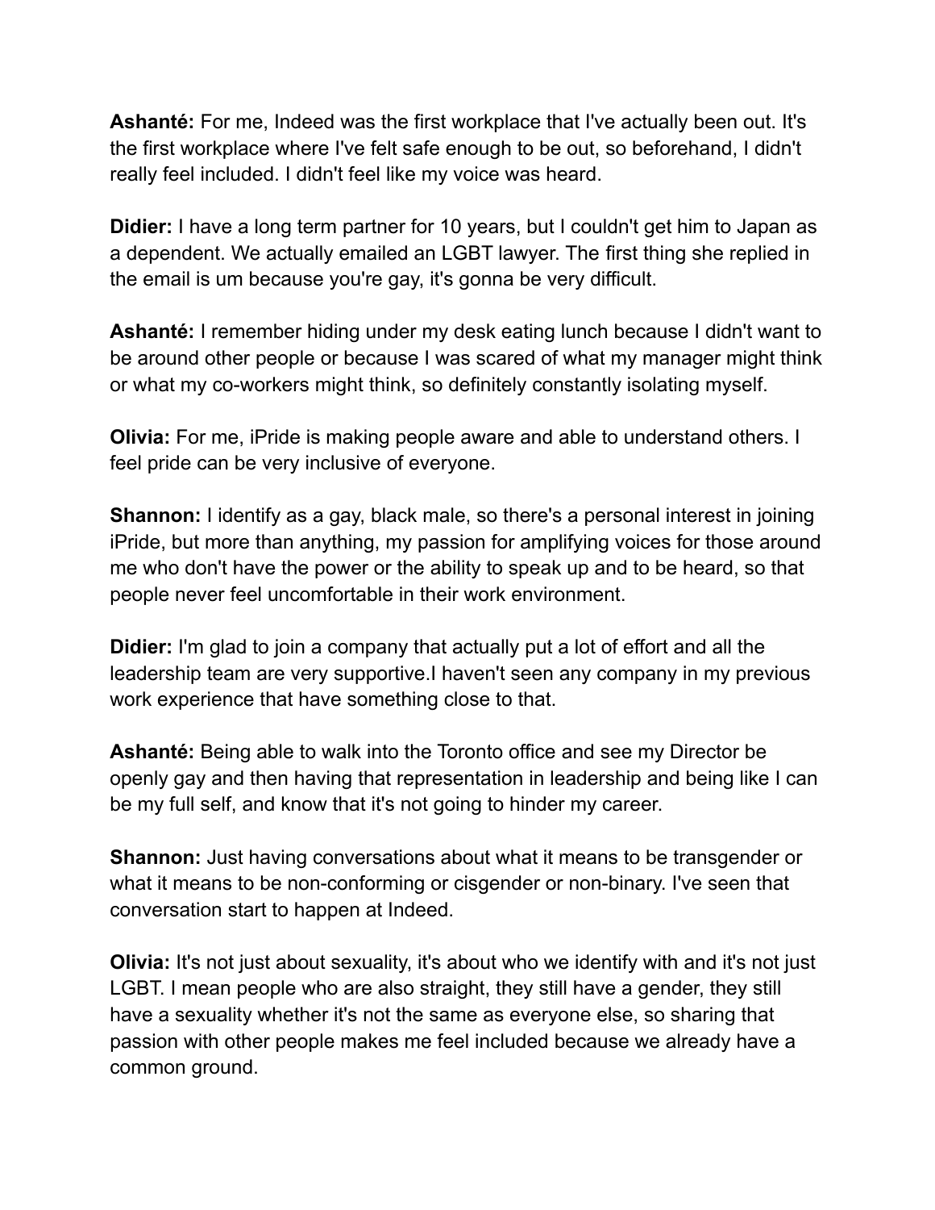**Ashanté:** For me, Indeed was the first workplace that I've actually been out. It's the first workplace where I've felt safe enough to be out, so beforehand, I didn't really feel included. I didn't feel like my voice was heard.

**Didier:** I have a long term partner for 10 years, but I couldn't get him to Japan as a dependent. We actually emailed an LGBT lawyer. The first thing she replied in the email is um because you're gay, it's gonna be very difficult.

**Ashanté:** I remember hiding under my desk eating lunch because I didn't want to be around other people or because I was scared of what my manager might think or what my co-workers might think, so definitely constantly isolating myself.

**Olivia:** For me, iPride is making people aware and able to understand others. I feel pride can be very inclusive of everyone.

**Shannon:** I identify as a gay, black male, so there's a personal interest in joining iPride, but more than anything, my passion for amplifying voices for those around me who don't have the power or the ability to speak up and to be heard, so that people never feel uncomfortable in their work environment.

**Didier:** I'm glad to join a company that actually put a lot of effort and all the leadership team are very supportive.I haven't seen any company in my previous work experience that have something close to that.

**Ashanté:** Being able to walk into the Toronto office and see my Director be openly gay and then having that representation in leadership and being like I can be my full self, and know that it's not going to hinder my career.

**Shannon:** Just having conversations about what it means to be transgender or what it means to be non-conforming or cisgender or non-binary. I've seen that conversation start to happen at Indeed.

**Olivia:** It's not just about sexuality, it's about who we identify with and it's not just LGBT. I mean people who are also straight, they still have a gender, they still have a sexuality whether it's not the same as everyone else, so sharing that passion with other people makes me feel included because we already have a common ground.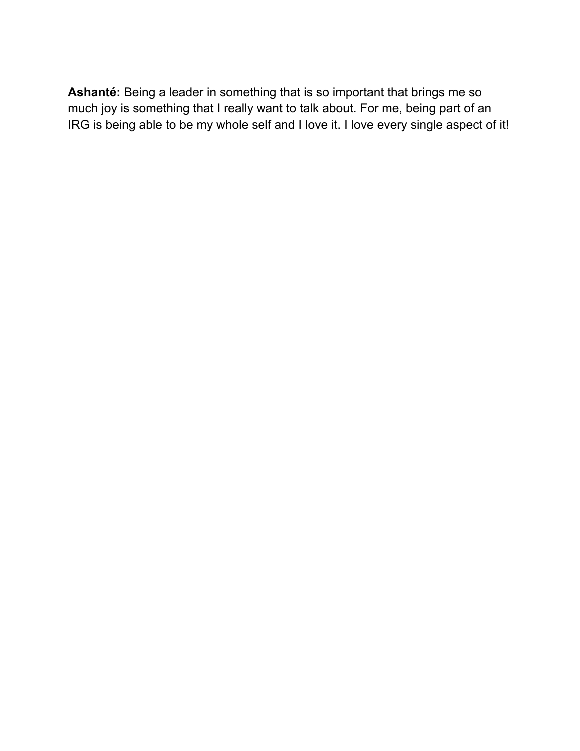**Ashanté:** Being a leader in something that is so important that brings me so much joy is something that I really want to talk about. For me, being part of an IRG is being able to be my whole self and I love it. I love every single aspect of it!